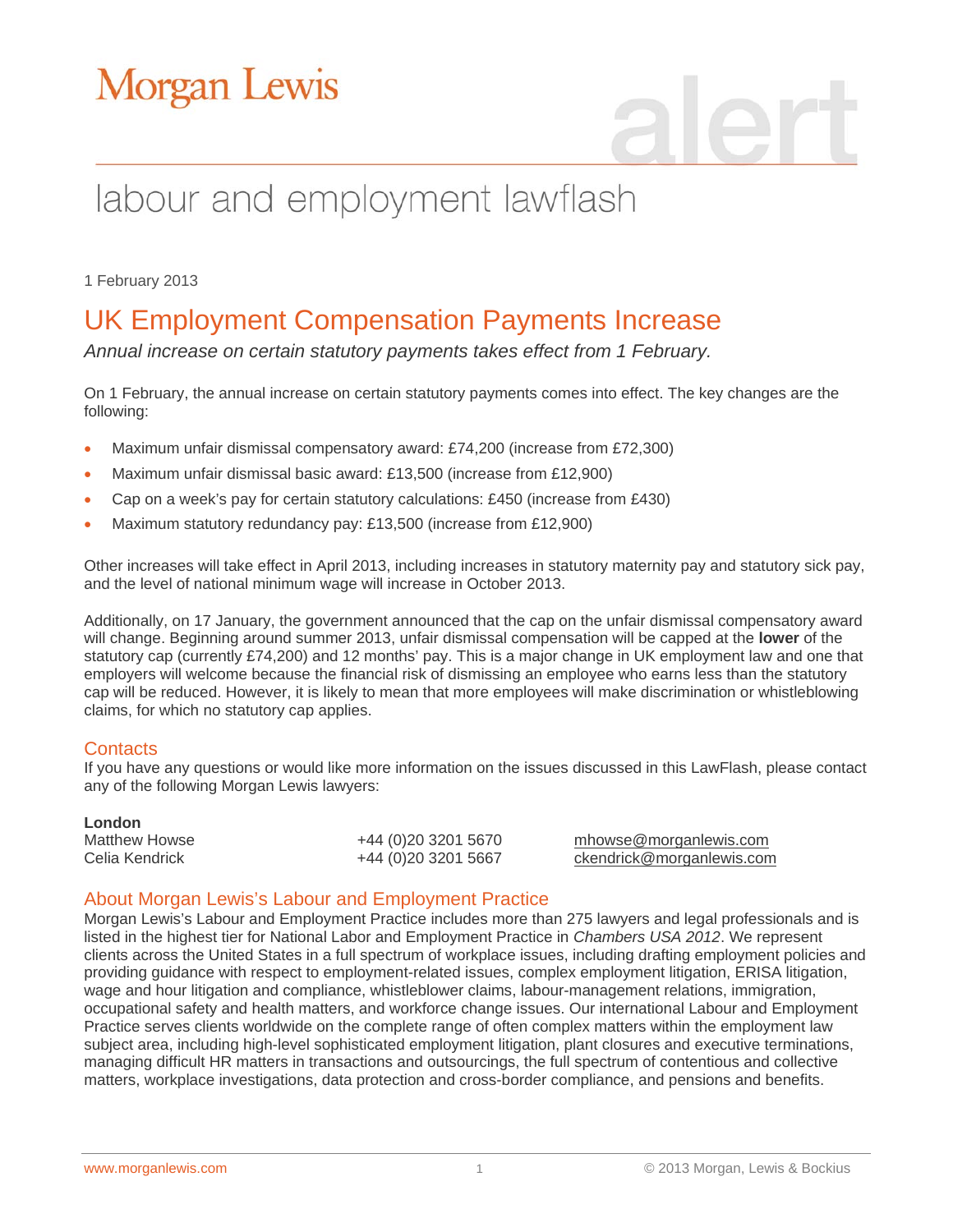# Morgan Lewis

alert

## labour and employment lawflash

1 February 2013

# UK Employment Compensation Payments Increase

*Annual increase on certain statutory payments takes effect from 1 February.*

On 1 February, the annual increase on certain statutory payments comes into effect. The key changes are the following:

- Maximum unfair dismissal compensatory award: £74,200 (increase from £72,300)
- Maximum unfair dismissal basic award: £13,500 (increase from £12,900)
- Cap on a week's pay for certain statutory calculations: £450 (increase from £430)
- Maximum statutory redundancy pay: £13,500 (increase from £12,900)

Other increases will take effect in April 2013, including increases in statutory maternity pay and statutory sick pay, and the level of national minimum wage will increase in October 2013.

Additionally, on 17 January, the government announced that the cap on the unfair dismissal compensatory award will change. Beginning around summer 2013, unfair dismissal compensation will be capped at the **lower** of the statutory cap (currently £74,200) and 12 months' pay. This is a major change in UK employment law and one that employers will welcome because the financial risk of dismissing an employee who earns less than the statutory cap will be reduced. However, it is likely to mean that more employees will make discrimination or whistleblowing claims, for which no statutory cap applies.

## Contacts

If you have any questions or would like more information on the issues discussed in this LawFlash, please contact any of the following Morgan Lewis lawyers:

**London**

| | | |
|---|---|---|
| Matthew Howse | +44 (0)20 3201 5670 | mhowse@morganlewis.com |
| Celia Kendrick | +44 (0)20 3201 5667 | ckendrick@morganlewis.com |

## About Morgan Lewis's Labour and Employment Practice

Morgan Lewis's Labour and Employment Practice includes more than 275 lawyers and legal professionals and is listed in the highest tier for National Labor and Employment Practice in *Chambers USA 2012*. We represent clients across the United States in a full spectrum of workplace issues, including drafting employment policies and providing guidance with respect to employment-related issues, complex employment litigation, ERISA litigation, wage and hour litigation and compliance, whistleblower claims, labour-management relations, immigration, occupational safety and health matters, and workforce change issues. Our international Labour and Employment Practice serves clients worldwide on the complete range of often complex matters within the employment law subject area, including high-level sophisticated employment litigation, plant closures and executive terminations, managing difficult HR matters in transactions and outsourcings, the full spectrum of contentious and collective matters, workplace investigations, data protection and cross-border compliance, and pensions and benefits.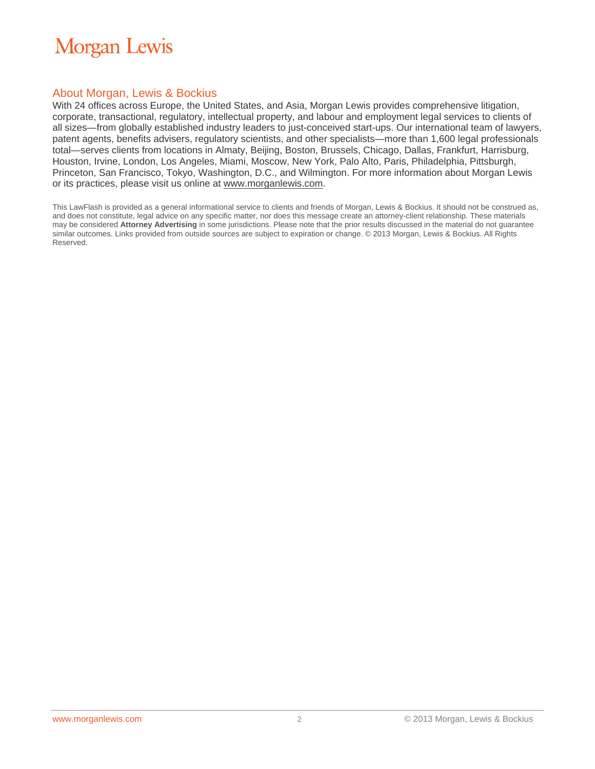Morgan Lewis

## About Morgan, Lewis & Bockius

With 24 offices across Europe, the United States, and Asia, Morgan Lewis provides comprehensive litigation, corporate, transactional, regulatory, intellectual property, and labour and employment legal services to clients of all sizes—from globally established industry leaders to just-conceived start-ups. Our international team of lawyers, patent agents, benefits advisers, regulatory scientists, and other specialists—more than 1,600 legal professionals total—serves clients from locations in Almaty, Beijing, Boston, Brussels, Chicago, Dallas, Frankfurt, Harrisburg, Houston, Irvine, London, Los Angeles, Miami, Moscow, New York, Palo Alto, Paris, Philadelphia, Pittsburgh, Princeton, San Francisco, Tokyo, Washington, D.C., and Wilmington. For more information about Morgan Lewis or its practices, please visit us online at www.morganlewis.com.

This LawFlash is provided as a general informational service to clients and friends of Morgan, Lewis & Bockius. It should not be construed as, and does not constitute, legal advice on any specific matter, nor does this message create an attorney-client relationship. These materials may be considered **Attorney Advertising** in some jurisdictions. Please note that the prior results discussed in the material do not guarantee similar outcomes. Links provided from outside sources are subject to expiration or change. © 2013 Morgan, Lewis & Bockius. All Rights Reserved.